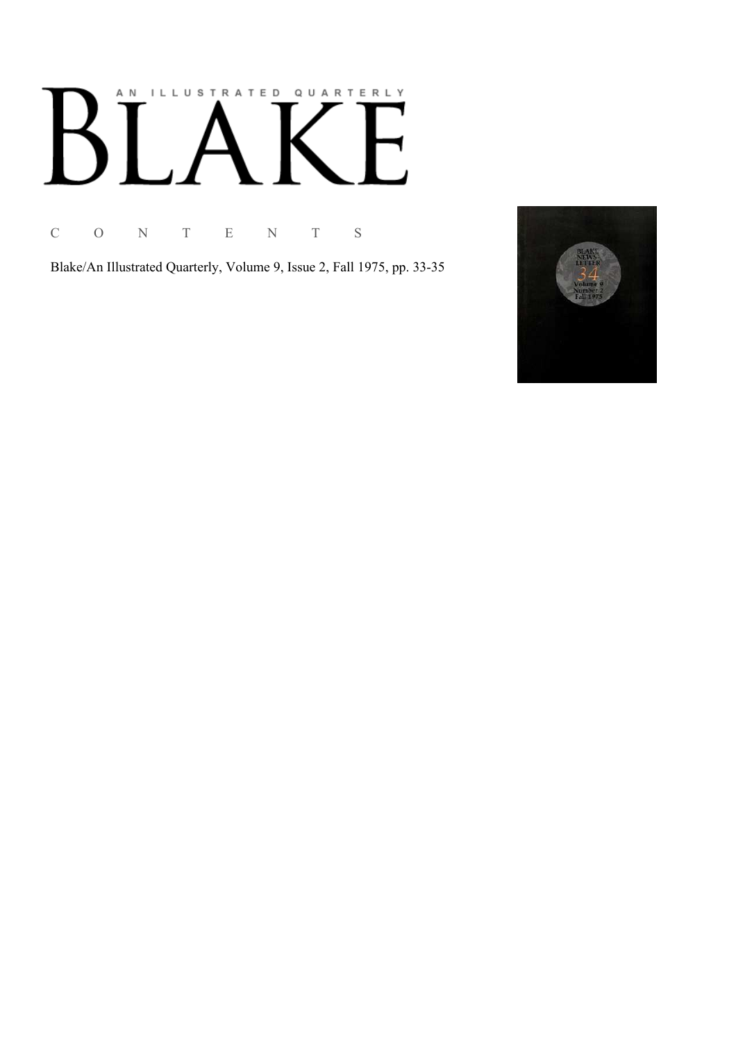AN ILLUSTRATED QUARTERLY

# BLAKE

C O N T E N T S

Blake/An Illustrated Quarterly, Volume 9, Issue 2, Fall 1975, pp. 33-35

BLAKE NEWSLETTER 34 Volume 9 Number 2 Fall 1975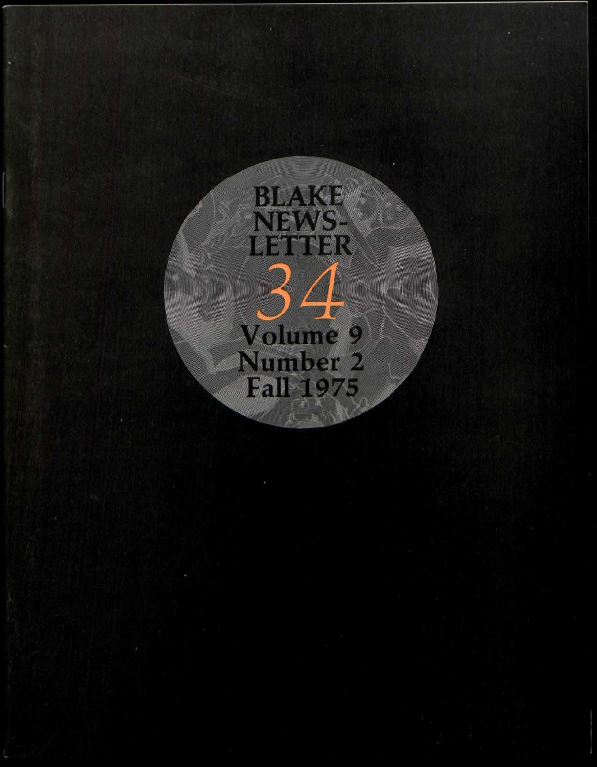BLAKE NEWS-LETTER

34

Volume 9
Number 2
Fall 1975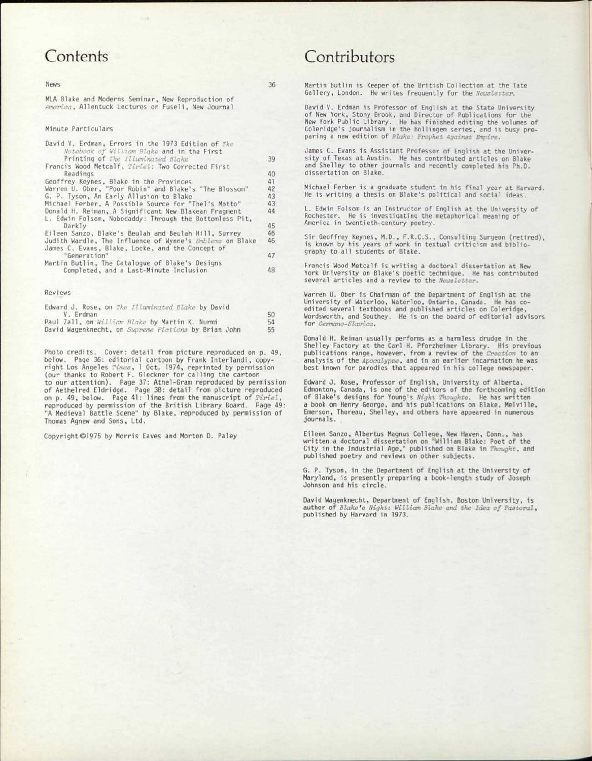# Contents

News 36

MLA Blake and Moderns Seminar, New Reproduction of *America*, Allentuck Lectures on Fuseli, New Journal

Minute Particulars

David V. Erdman, Errors in the 1973 Edition of *The Notebook of William Blake* and in the First Printing of *The Illuminated Blake* 39
Francis Wood Metcalf, *Tiriel*: Two Corrected First Readings 40
Geoffrey Keynes, Blake in the Provinces 41
Warren U. Ober, "Poor Robin" and Blake's "The Blossom" 42
G. P. Tyson, An Early Allusion to Blake 43
Michael Ferber, A Possible Source for "Thel's Motto" 43
Donald H. Reiman, A Significant New Blakean Fragment 44
L. Edwin Folsom, Nobodaddy: Through the Bottomless Pit, Darkly 45
Eileen Sanzo, Blake's Beulah and Beulah Hill, Surrey 46
Judith Wardle, The Influence of Wynne's *Emblems* on Blake 46
James C. Evans, Blake, Locke, and the Concept of "Generation" 47
Martin Butlin, The Catalogue of Blake's Designs Completed, and a Last-Minute Inclusion 48

Reviews

Edward J. Rose, on *The Illuminated Blake* by David V. Erdman 50
Paul Zall, on *William Blake* by Martin K. Nurmi 54
David Wagenknecht, on *Supreme Fictions* by Brian John 55

Photo credits. Cover: detail from picture reproduced on p. 49, below. Page 36: editorial cartoon by Frank Interlandi, copyright Los Angeles *Times*, 1 Oct. 1974, reprinted by permission (our thanks to Robert F. Gleckner for calling the cartoon to our attention). Page 37: Athel-Gram reproduced by permission of Aethelred Eldridge. Page 38: detail from picture reproduced on p. 49, below. Page 41: lines from the manuscript of *Tiriel*, reproduced by permission of the British Library Board. Page 49: "A Medieval Battle Scene" by Blake, reproduced by permission of Thomas Agnew and Sons, Ltd.

Copyright ©1975 by Morris Eaves and Morton D. Paley

# Contributors

Martin Butlin is Keeper of the British Collection at the Tate Gallery, London. He writes frequently for the *Newsletter*.

David V. Erdman is Professor of English at the State University of New York, Stony Brook, and Director of Publications for the New York Public Library. He has finished editing the volumes of Coleridge's journalism in the Bollingen series, and is busy preparing a new edition of *Blake: Prophet Against Empire*.

James C. Evans is Assistant Professor of English at the University of Texas at Austin. He has contributed articles on Blake and Shelley to other journals and recently completed his Ph.D. dissertation on Blake.

Michael Ferber is a graduate student in his final year at Harvard. He is writing a thesis on Blake's political and social ideas.

L. Edwin Folsom is an Instructor of English at the University of Rochester. He is investigating the metaphorical meaning of America in twentieth-century poetry.

Sir Geoffrey Keynes, M.D., F.R.C.S., Consulting Surgeon (retired), is known by his years of work in textual criticism and bibliography to all students of Blake.

Francis Wood Metcalf is writing a doctoral dissertation at New York University on Blake's poetic technique. He has contributed several articles and a review to the *Newsletter*.

Warren U. Ober is Chairman of the Department of English at the University of Waterloo, Waterloo, Ontario, Canada. He has co-edited several textbooks and published articles on Coleridge, Wordsworth, and Southey. He is on the board of editorial advisors for *Germano-Slavica*.

Donald H. Reiman usually performs as a harmless drudge in the Shelley Factory at the Carl H. Pforzheimer Library. His previous publications range, however, from a review of the *Creation* to an analysis of the *Apocalypse*, and in an earlier incarnation he was best known for parodies that appeared in his college newspaper.

Edward J. Rose, Professor of English, University of Alberta, Edmonton, Canada, is one of the editors of the forthcoming edition of Blake's designs for Young's *Night Thoughts*. He has written a book on Henry George, and his publications on Blake, Melville, Emerson, Thoreau, Shelley, and others have appeared in numerous journals.

Eileen Sanzo, Albertus Magnus College, New Haven, Conn., has written a doctoral dissertation on "William Blake: Poet of the City in the Industrial Age," published on Blake in *Thought*, and published poetry and reviews on other subjects.

G. P. Tyson, in the Department of English at the University of Maryland, is presently preparing a book-length study of Joseph Johnson and his circle.

David Wagenknecht, Department of English, Boston University, is author of *Blake's Night: William Blake and the Idea of Pastoral*, published by Harvard in 1973.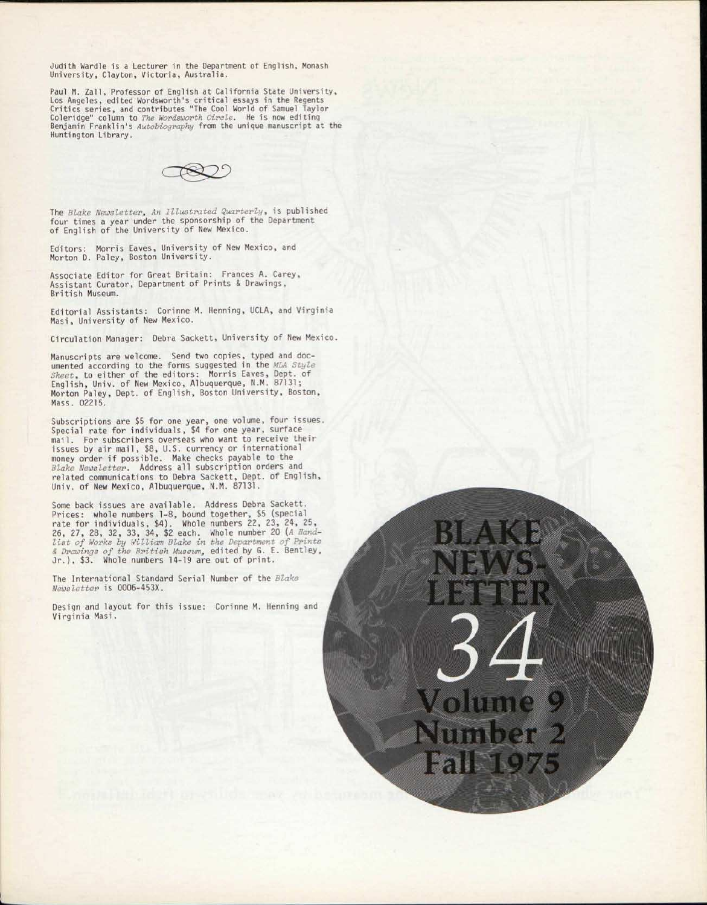Judith Wardle is a Lecturer in the Department of English, Monash University, Clayton, Victoria, Australia.

Paul M. Zall, Professor of English at California State University, Los Angeles, edited Wordsworth's critical essays in the Regents Critics series, and contributes "The Cool World of Samuel Taylor Coleridge" column to *The Wordsworth Circle*. He is now editing Benjamin Franklin's *Autobiography* from the unique manuscript at the Huntington Library.

The *Blake Newsletter, An Illustrated Quarterly*, is published four times a year under the sponsorship of the Department of English of the University of New Mexico.

Editors: Morris Eaves, University of New Mexico, and Morton D. Paley, Boston University.

Associate Editor for Great Britain: Frances A. Carey, Assistant Curator, Department of Prints & Drawings, British Museum.

Editorial Assistants: Corinne M. Henning, UCLA, and Virginia Masi, University of New Mexico.

Circulation Manager: Debra Sackett, University of New Mexico.

Manuscripts are welcome. Send two copies, typed and documented according to the forms suggested in the *MLA Style Sheet*, to either of the editors: Morris Eaves, Dept. of English, Univ. of New Mexico, Albuquerque, N.M. 87131; Morton Paley, Dept. of English, Boston University, Boston, Mass. 02215.

Subscriptions are $5 for one year, one volume, four issues. Special rate for individuals, $4 for one year, surface mail. For subscribers overseas who want to receive their issues by air mail, $8, U.S. currency or international money order if possible. Make checks payable to the *Blake Newsletter*. Address all subscription orders and related communications to Debra Sackett, Dept. of English, Univ. of New Mexico, Albuquerque, N.M. 87131.

Some back issues are available. Address Debra Sackett. Prices: whole numbers 1-8, bound together, $5 (special rate for individuals, $4). Whole numbers 22, 23, 24, 25, 26, 27, 28, 32, 33, 34, $2 each. Whole number 20 (*A Hand-list of Works by William Blake in the Department of Prints & Drawings of the British Museum*, edited by G. E. Bentley, Jr.), $3. Whole numbers 14-19 are out of print.

The International Standard Serial Number of the *Blake Newsletter* is 0006-453X.

Design and layout for this issue: Corinne M. Henning and Virginia Masi.

**BLAKE NEWSLETTER**

**34**

**Volume 9**
**Number 2**
**Fall 1975**